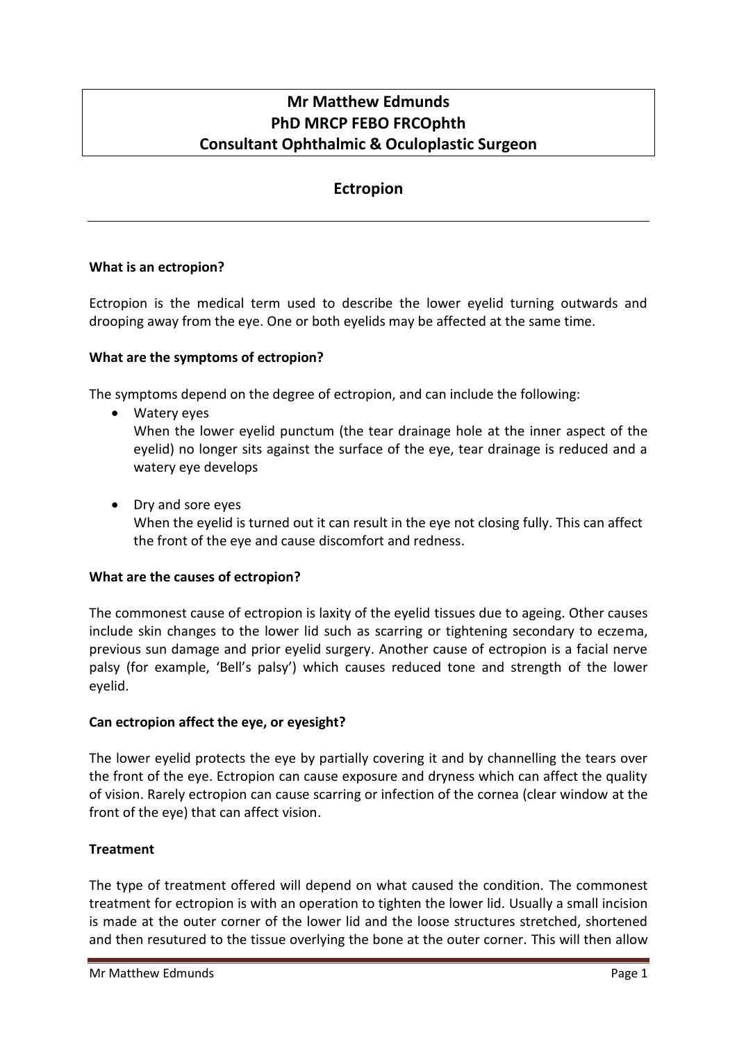**Mr Matthew Edmunds**
**PhD MRCP FEBO FRCOphth**
**Consultant Ophthalmic & Oculoplastic Surgeon**

# Ectropion

### What is an ectropion?

Ectropion is the medical term used to describe the lower eyelid turning outwards and drooping away from the eye. One or both eyelids may be affected at the same time.

### What are the symptoms of ectropion?

The symptoms depend on the degree of ectropion, and can include the following:

- Watery eyes
  When the lower eyelid punctum (the tear drainage hole at the inner aspect of the eyelid) no longer sits against the surface of the eye, tear drainage is reduced and a watery eye develops

- Dry and sore eyes
  When the eyelid is turned out it can result in the eye not closing fully. This can affect the front of the eye and cause discomfort and redness.

### What are the causes of ectropion?

The commonest cause of ectropion is laxity of the eyelid tissues due to ageing. Other causes include skin changes to the lower lid such as scarring or tightening secondary to eczema, previous sun damage and prior eyelid surgery. Another cause of ectropion is a facial nerve palsy (for example, 'Bell's palsy') which causes reduced tone and strength of the lower eyelid.

### Can ectropion affect the eye, or eyesight?

The lower eyelid protects the eye by partially covering it and by channelling the tears over the front of the eye. Ectropion can cause exposure and dryness which can affect the quality of vision. Rarely ectropion can cause scarring or infection of the cornea (clear window at the front of the eye) that can affect vision.

### Treatment

The type of treatment offered will depend on what caused the condition. The commonest treatment for ectropion is with an operation to tighten the lower lid. Usually a small incision is made at the outer corner of the lower lid and the loose structures stretched, shortened and then resutured to the tissue overlying the bone at the outer corner. This will then allow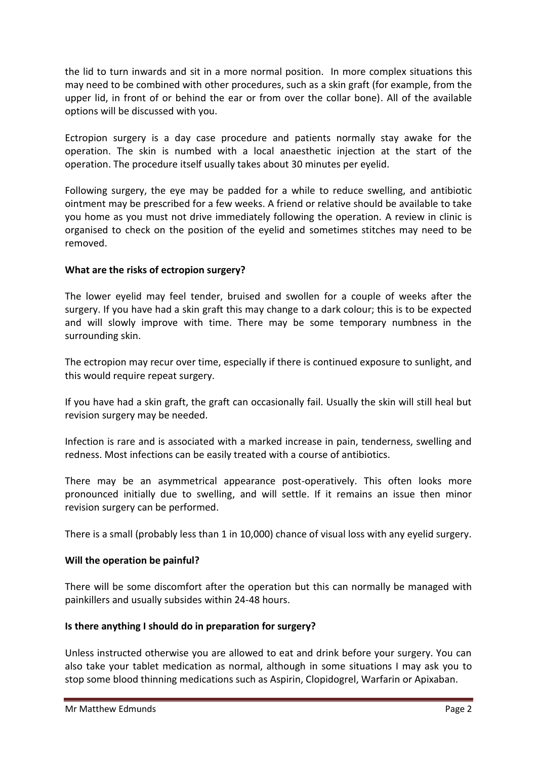the lid to turn inwards and sit in a more normal position. In more complex situations this may need to be combined with other procedures, such as a skin graft (for example, from the upper lid, in front of or behind the ear or from over the collar bone). All of the available options will be discussed with you.

Ectropion surgery is a day case procedure and patients normally stay awake for the operation. The skin is numbed with a local anaesthetic injection at the start of the operation. The procedure itself usually takes about 30 minutes per eyelid.

Following surgery, the eye may be padded for a while to reduce swelling, and antibiotic ointment may be prescribed for a few weeks. A friend or relative should be available to take you home as you must not drive immediately following the operation. A review in clinic is organised to check on the position of the eyelid and sometimes stitches may need to be removed.

**What are the risks of ectropion surgery?**

The lower eyelid may feel tender, bruised and swollen for a couple of weeks after the surgery. If you have had a skin graft this may change to a dark colour; this is to be expected and will slowly improve with time. There may be some temporary numbness in the surrounding skin.

The ectropion may recur over time, especially if there is continued exposure to sunlight, and this would require repeat surgery.

If you have had a skin graft, the graft can occasionally fail. Usually the skin will still heal but revision surgery may be needed.

Infection is rare and is associated with a marked increase in pain, tenderness, swelling and redness. Most infections can be easily treated with a course of antibiotics.

There may be an asymmetrical appearance post-operatively. This often looks more pronounced initially due to swelling, and will settle. If it remains an issue then minor revision surgery can be performed.

There is a small (probably less than 1 in 10,000) chance of visual loss with any eyelid surgery.

**Will the operation be painful?**

There will be some discomfort after the operation but this can normally be managed with painkillers and usually subsides within 24-48 hours.

**Is there anything I should do in preparation for surgery?**

Unless instructed otherwise you are allowed to eat and drink before your surgery. You can also take your tablet medication as normal, although in some situations I may ask you to stop some blood thinning medications such as Aspirin, Clopidogrel, Warfarin or Apixaban.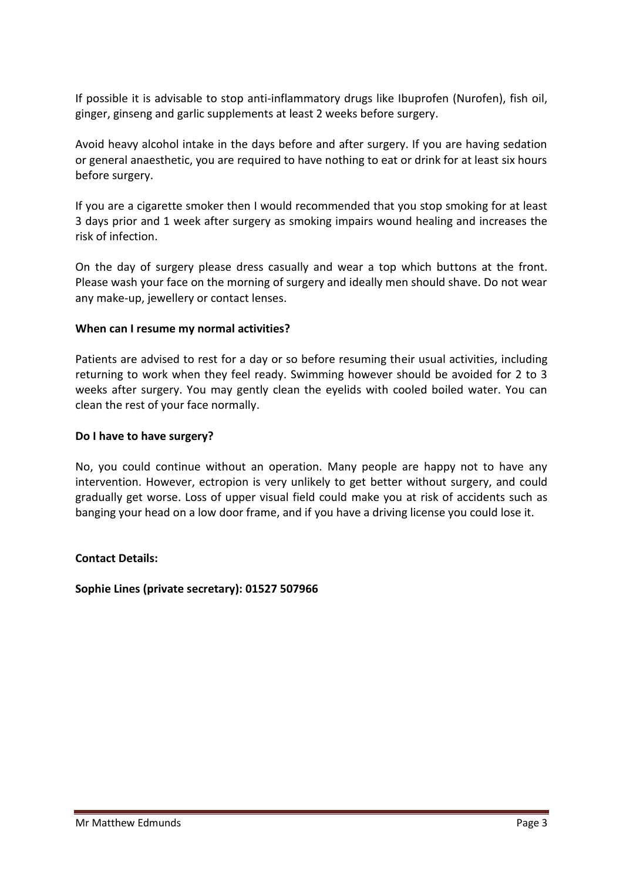If possible it is advisable to stop anti-inflammatory drugs like Ibuprofen (Nurofen), fish oil, ginger, ginseng and garlic supplements at least 2 weeks before surgery.

Avoid heavy alcohol intake in the days before and after surgery. If you are having sedation or general anaesthetic, you are required to have nothing to eat or drink for at least six hours before surgery.

If you are a cigarette smoker then I would recommended that you stop smoking for at least 3 days prior and 1 week after surgery as smoking impairs wound healing and increases the risk of infection.

On the day of surgery please dress casually and wear a top which buttons at the front. Please wash your face on the morning of surgery and ideally men should shave. Do not wear any make-up, jewellery or contact lenses.

**When can I resume my normal activities?**

Patients are advised to rest for a day or so before resuming their usual activities, including returning to work when they feel ready. Swimming however should be avoided for 2 to 3 weeks after surgery. You may gently clean the eyelids with cooled boiled water. You can clean the rest of your face normally.

**Do I have to have surgery?**

No, you could continue without an operation. Many people are happy not to have any intervention. However, ectropion is very unlikely to get better without surgery, and could gradually get worse. Loss of upper visual field could make you at risk of accidents such as banging your head on a low door frame, and if you have a driving license you could lose it.

**Contact Details:**

**Sophie Lines (private secretary): 01527 507966**